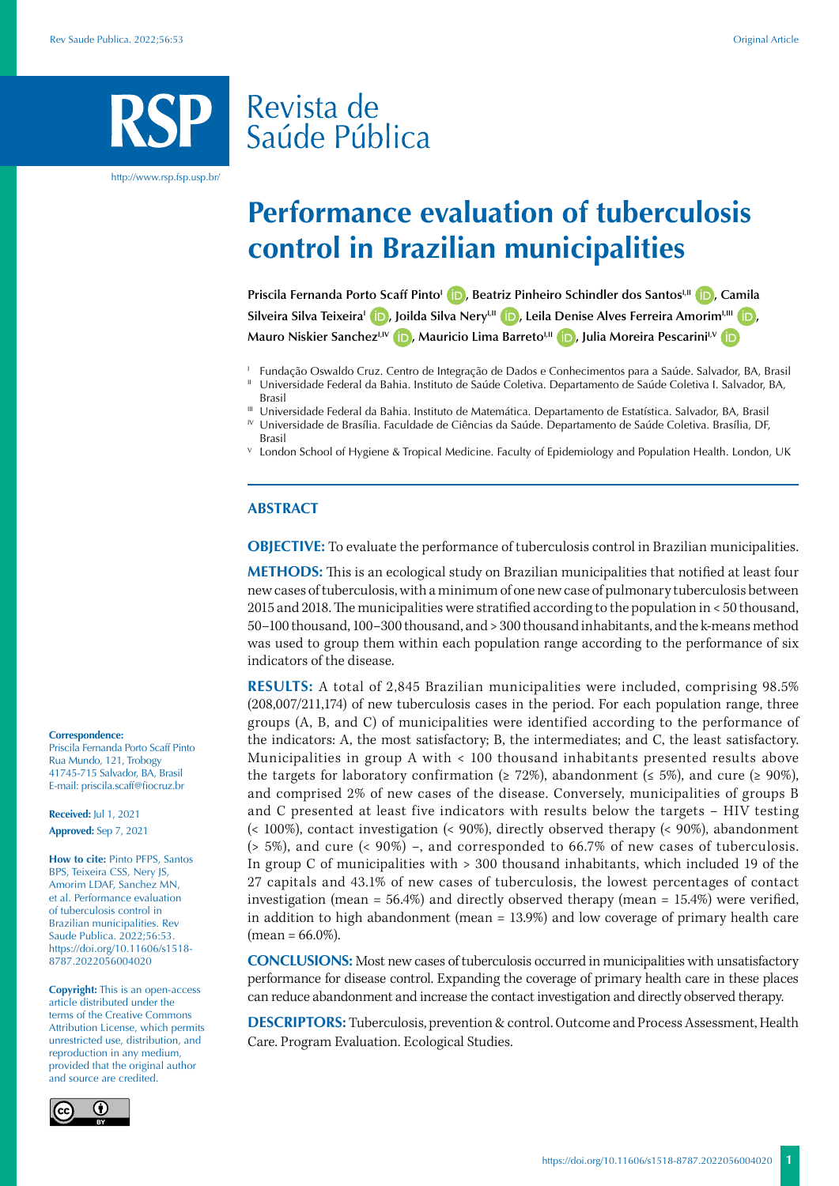# Revista de Saúde Pública

http://www.rsp.fsp.usp.br/

# Performance evaluation of tuberculosis control in Brazilian municipalities

**Priscila Fernanda Porto Scaff Pinto[I], Beatriz Pinheiro Schindler dos Santos[I,II], Camila Silveira Silva Teixeira[I], Joilda Silva Nery[I,II], Leila Denise Alves Ferreira Amorim[I,III], Mauro Niskier Sanchez[I,IV], Mauricio Lima Barreto[I,II], Julia Moreira Pescarini[I,V]**

[I] Fundação Oswaldo Cruz. Centro de Integração de Dados e Conhecimentos para a Saúde. Salvador, BA, Brasil
[II] Universidade Federal da Bahia. Instituto de Saúde Coletiva. Departamento de Saúde Coletiva I. Salvador, BA, Brasil
[III] Universidade Federal da Bahia. Instituto de Matemática. Departamento de Estatística. Salvador, BA, Brasil
[IV] Universidade de Brasília. Faculdade de Ciências da Saúde. Departamento de Saúde Coletiva. Brasília, DF, Brasil
[V] London School of Hygiene & Tropical Medicine. Faculty of Epidemiology and Population Health. London, UK

## ABSTRACT

**OBJECTIVE:** To evaluate the performance of tuberculosis control in Brazilian municipalities.

**METHODS:** This is an ecological study on Brazilian municipalities that notified at least four new cases of tuberculosis, with a minimum of one new case of pulmonary tuberculosis between 2015 and 2018. The municipalities were stratified according to the population in < 50 thousand, 50–100 thousand, 100–300 thousand, and > 300 thousand inhabitants, and the k-means method was used to group them within each population range according to the performance of six indicators of the disease.

**RESULTS:** A total of 2,845 Brazilian municipalities were included, comprising 98.5% (208,007/211,174) of new tuberculosis cases in the period. For each population range, three groups (A, B, and C) of municipalities were identified according to the performance of the indicators: A, the most satisfactory; B, the intermediates; and C, the least satisfactory. Municipalities in group A with < 100 thousand inhabitants presented results above the targets for laboratory confirmation (≥ 72%), abandonment (≤ 5%), and cure (≥ 90%), and comprised 2% of new cases of the disease. Conversely, municipalities of groups B and C presented at least five indicators with results below the targets – HIV testing (< 100%), contact investigation (< 90%), directly observed therapy (< 90%), abandonment (> 5%), and cure (< 90%) –, and corresponded to 66.7% of new cases of tuberculosis. In group C of municipalities with > 300 thousand inhabitants, which included 19 of the 27 capitals and 43.1% of new cases of tuberculosis, the lowest percentages of contact investigation (mean = 56.4%) and directly observed therapy (mean = 15.4%) were verified, in addition to high abandonment (mean = 13.9%) and low coverage of primary health care (mean = 66.0%).

**CONCLUSIONS:** Most new cases of tuberculosis occurred in municipalities with unsatisfactory performance for disease control. Expanding the coverage of primary health care in these places can reduce abandonment and increase the contact investigation and directly observed therapy.

**DESCRIPTORS:** Tuberculosis, prevention & control. Outcome and Process Assessment, Health Care. Program Evaluation. Ecological Studies.

**Correspondence:**
Priscila Fernanda Porto Scaff Pinto
Rua Mundo, 121, Trobogy
41745-715 Salvador, BA, Brasil
E-mail: priscila.scaff@fiocruz.br

**Received:** Jul 1, 2021
**Approved:** Sep 7, 2021

**How to cite:** Pinto PFPS, Santos BPS, Teixeira CSS, Nery JS, Amorim LDAF, Sanchez MN, et al. Performance evaluation of tuberculosis control in Brazilian municipalities. Rev Saude Publica. 2022;56:53. https://doi.org/10.11606/s1518-8787.2022056004020

**Copyright:** This is an open-access article distributed under the terms of the Creative Commons Attribution License, which permits unrestricted use, distribution, and reproduction in any medium, provided that the original author and source are credited.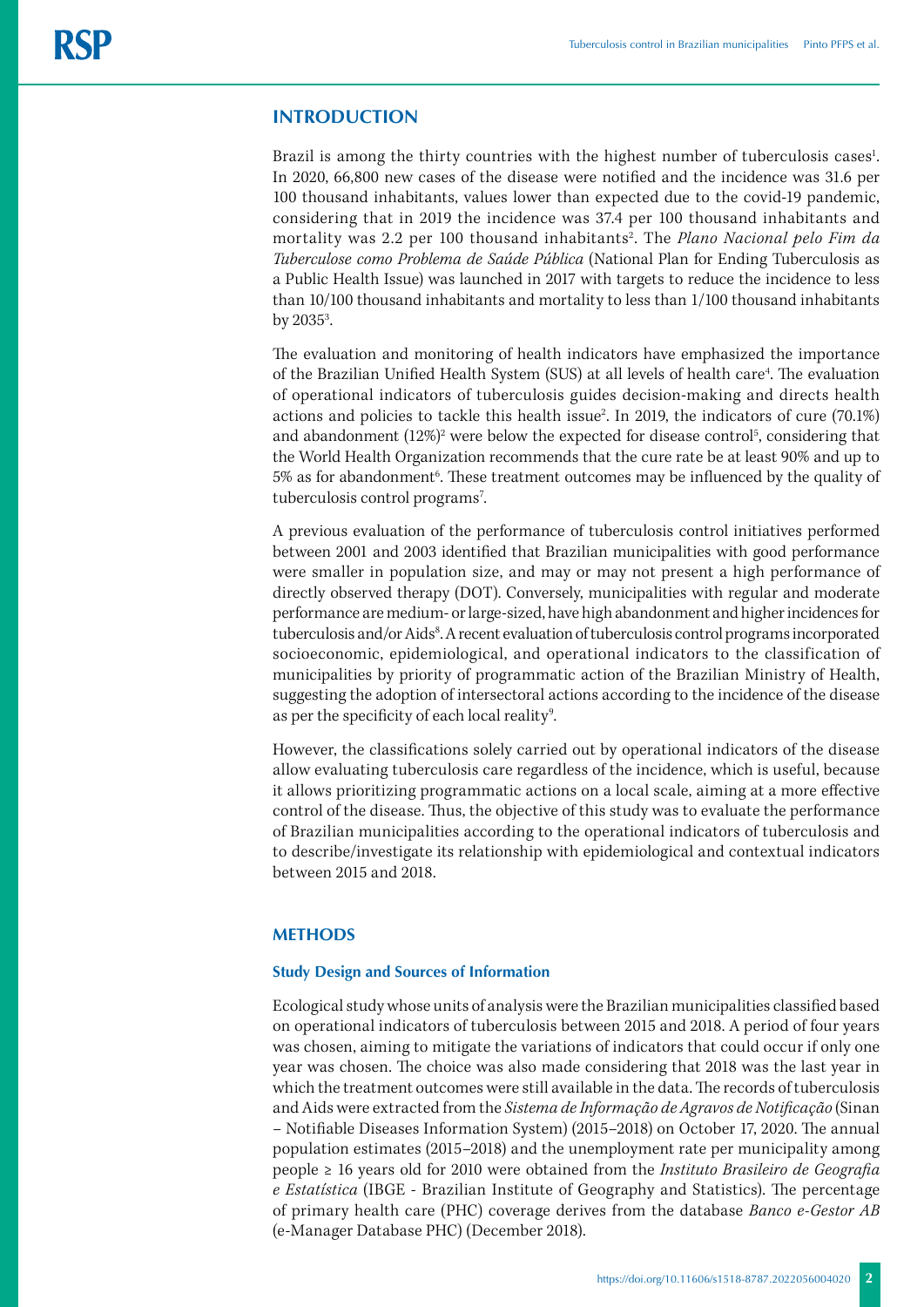## INTRODUCTION

Brazil is among the thirty countries with the highest number of tuberculosis cases[1]. In 2020, 66,800 new cases of the disease were notified and the incidence was 31.6 per 100 thousand inhabitants, values lower than expected due to the covid-19 pandemic, considering that in 2019 the incidence was 37.4 per 100 thousand inhabitants and mortality was 2.2 per 100 thousand inhabitants[2]. The *Plano Nacional pelo Fim da Tuberculose como Problema de Saúde Pública* (National Plan for Ending Tuberculosis as a Public Health Issue) was launched in 2017 with targets to reduce the incidence to less than 10/100 thousand inhabitants and mortality to less than 1/100 thousand inhabitants by 2035[3].

The evaluation and monitoring of health indicators have emphasized the importance of the Brazilian Unified Health System (SUS) at all levels of health care[4]. The evaluation of operational indicators of tuberculosis guides decision-making and directs health actions and policies to tackle this health issue[2]. In 2019, the indicators of cure (70.1%) and abandonment (12%)[2] were below the expected for disease control[5], considering that the World Health Organization recommends that the cure rate be at least 90% and up to 5% as for abandonment[6]. These treatment outcomes may be influenced by the quality of tuberculosis control programs[7].

A previous evaluation of the performance of tuberculosis control initiatives performed between 2001 and 2003 identified that Brazilian municipalities with good performance were smaller in population size, and may or may not present a high performance of directly observed therapy (DOT). Conversely, municipalities with regular and moderate performance are medium- or large-sized, have high abandonment and higher incidences for tuberculosis and/or Aids[8]. A recent evaluation of tuberculosis control programs incorporated socioeconomic, epidemiological, and operational indicators to the classification of municipalities by priority of programmatic action of the Brazilian Ministry of Health, suggesting the adoption of intersectoral actions according to the incidence of the disease as per the specificity of each local reality[9].

However, the classifications solely carried out by operational indicators of the disease allow evaluating tuberculosis care regardless of the incidence, which is useful, because it allows prioritizing programmatic actions on a local scale, aiming at a more effective control of the disease. Thus, the objective of this study was to evaluate the performance of Brazilian municipalities according to the operational indicators of tuberculosis and to describe/investigate its relationship with epidemiological and contextual indicators between 2015 and 2018.

## METHODS

### Study Design and Sources of Information

Ecological study whose units of analysis were the Brazilian municipalities classified based on operational indicators of tuberculosis between 2015 and 2018. A period of four years was chosen, aiming to mitigate the variations of indicators that could occur if only one year was chosen. The choice was also made considering that 2018 was the last year in which the treatment outcomes were still available in the data. The records of tuberculosis and Aids were extracted from the *Sistema de Informação de Agravos de Notificação* (Sinan – Notifiable Diseases Information System) (2015–2018) on October 17, 2020. The annual population estimates (2015–2018) and the unemployment rate per municipality among people ≥ 16 years old for 2010 were obtained from the *Instituto Brasileiro de Geografia e Estatística* (IBGE - Brazilian Institute of Geography and Statistics). The percentage of primary health care (PHC) coverage derives from the database *Banco e-Gestor AB* (e-Manager Database PHC) (December 2018).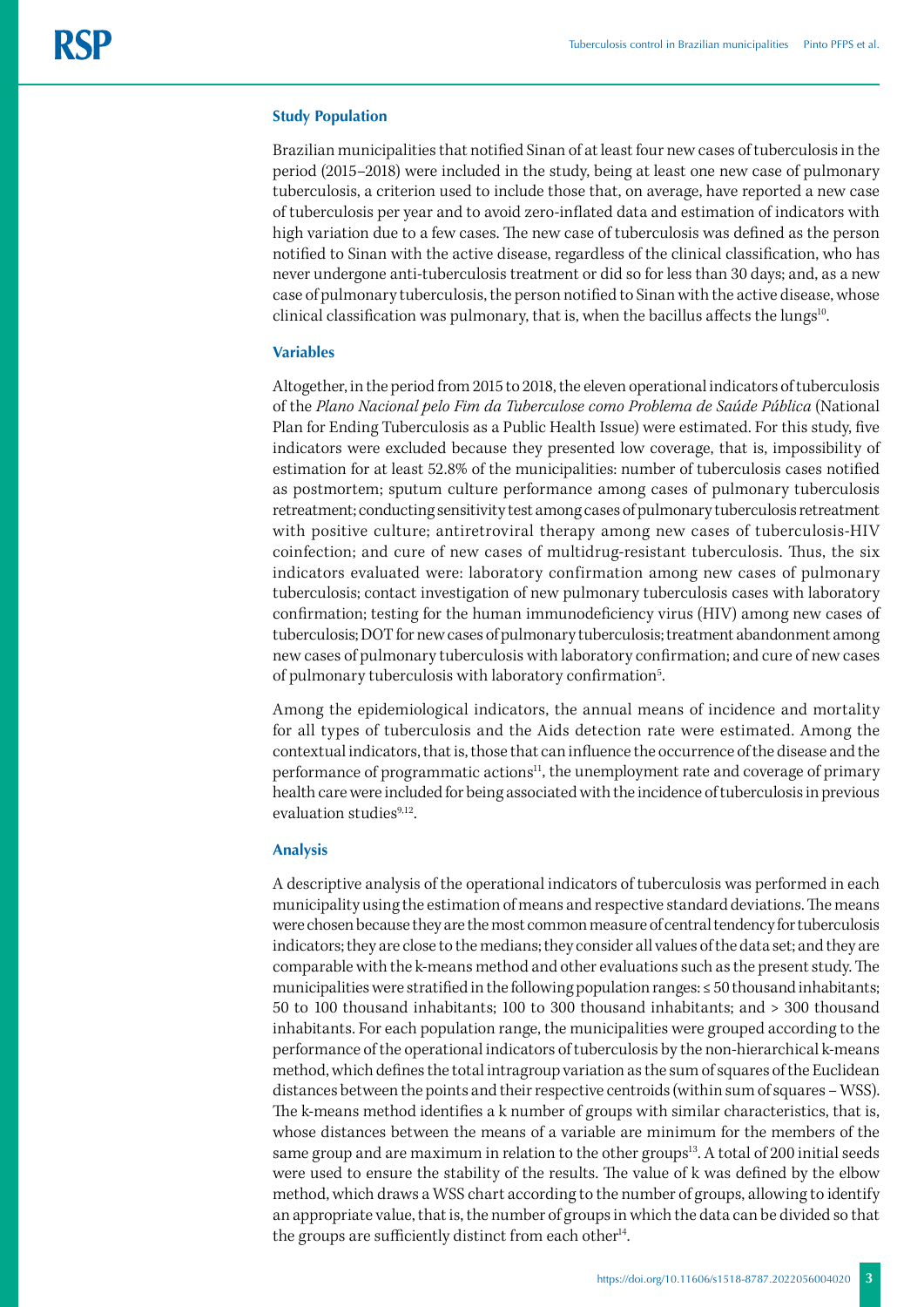### Study Population

Brazilian municipalities that notified Sinan of at least four new cases of tuberculosis in the period (2015–2018) were included in the study, being at least one new case of pulmonary tuberculosis, a criterion used to include those that, on average, have reported a new case of tuberculosis per year and to avoid zero-inflated data and estimation of indicators with high variation due to a few cases. The new case of tuberculosis was defined as the person notified to Sinan with the active disease, regardless of the clinical classification, who has never undergone anti-tuberculosis treatment or did so for less than 30 days; and, as a new case of pulmonary tuberculosis, the person notified to Sinan with the active disease, whose clinical classification was pulmonary, that is, when the bacillus affects the lungs[10].

### Variables

Altogether, in the period from 2015 to 2018, the eleven operational indicators of tuberculosis of the *Plano Nacional pelo Fim da Tuberculose como Problema de Saúde Pública* (National Plan for Ending Tuberculosis as a Public Health Issue) were estimated. For this study, five indicators were excluded because they presented low coverage, that is, impossibility of estimation for at least 52.8% of the municipalities: number of tuberculosis cases notified as postmortem; sputum culture performance among cases of pulmonary tuberculosis retreatment; conducting sensitivity test among cases of pulmonary tuberculosis retreatment with positive culture; antiretroviral therapy among new cases of tuberculosis-HIV coinfection; and cure of new cases of multidrug-resistant tuberculosis. Thus, the six indicators evaluated were: laboratory confirmation among new cases of pulmonary tuberculosis; contact investigation of new pulmonary tuberculosis cases with laboratory confirmation; testing for the human immunodeficiency virus (HIV) among new cases of tuberculosis; DOT for new cases of pulmonary tuberculosis; treatment abandonment among new cases of pulmonary tuberculosis with laboratory confirmation; and cure of new cases of pulmonary tuberculosis with laboratory confirmation[5].

Among the epidemiological indicators, the annual means of incidence and mortality for all types of tuberculosis and the Aids detection rate were estimated. Among the contextual indicators, that is, those that can influence the occurrence of the disease and the performance of programmatic actions[11], the unemployment rate and coverage of primary health care were included for being associated with the incidence of tuberculosis in previous evaluation studies[9,12].

### Analysis

A descriptive analysis of the operational indicators of tuberculosis was performed in each municipality using the estimation of means and respective standard deviations. The means were chosen because they are the most common measure of central tendency for tuberculosis indicators; they are close to the medians; they consider all values of the data set; and they are comparable with the k-means method and other evaluations such as the present study. The municipalities were stratified in the following population ranges: ≤ 50 thousand inhabitants; 50 to 100 thousand inhabitants; 100 to 300 thousand inhabitants; and > 300 thousand inhabitants. For each population range, the municipalities were grouped according to the performance of the operational indicators of tuberculosis by the non-hierarchical k-means method, which defines the total intragroup variation as the sum of squares of the Euclidean distances between the points and their respective centroids (within sum of squares – WSS). The k-means method identifies a k number of groups with similar characteristics, that is, whose distances between the means of a variable are minimum for the members of the same group and are maximum in relation to the other groups[13]. A total of 200 initial seeds were used to ensure the stability of the results. The value of k was defined by the elbow method, which draws a WSS chart according to the number of groups, allowing to identify an appropriate value, that is, the number of groups in which the data can be divided so that the groups are sufficiently distinct from each other[14].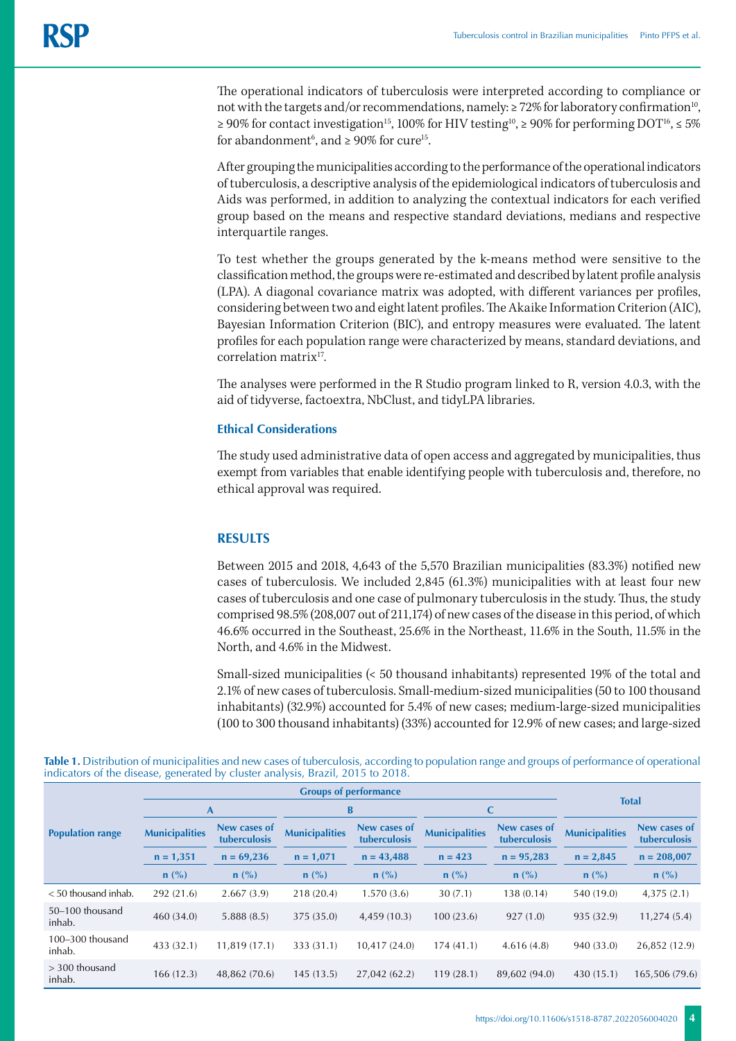The operational indicators of tuberculosis were interpreted according to compliance or not with the targets and/or recommendations, namely: ≥ 72% for laboratory confirmation[10], ≥ 90% for contact investigation[15], 100% for HIV testing[10], ≥ 90% for performing DOT[16], ≤ 5% for abandonment[6], and ≥ 90% for cure[15].

After grouping the municipalities according to the performance of the operational indicators of tuberculosis, a descriptive analysis of the epidemiological indicators of tuberculosis and Aids was performed, in addition to analyzing the contextual indicators for each verified group based on the means and respective standard deviations, medians and respective interquartile ranges.

To test whether the groups generated by the k-means method were sensitive to the classification method, the groups were re-estimated and described by latent profile analysis (LPA). A diagonal covariance matrix was adopted, with different variances per profiles, considering between two and eight latent profiles. The Akaike Information Criterion (AIC), Bayesian Information Criterion (BIC), and entropy measures were evaluated. The latent profiles for each population range were characterized by means, standard deviations, and correlation matrix[17].

The analyses were performed in the R Studio program linked to R, version 4.0.3, with the aid of tidyverse, factoextra, NbClust, and tidyLPA libraries.

### Ethical Considerations

The study used administrative data of open access and aggregated by municipalities, thus exempt from variables that enable identifying people with tuberculosis and, therefore, no ethical approval was required.

## RESULTS

Between 2015 and 2018, 4,643 of the 5,570 Brazilian municipalities (83.3%) notified new cases of tuberculosis. We included 2,845 (61.3%) municipalities with at least four new cases of tuberculosis and one case of pulmonary tuberculosis in the study. Thus, the study comprised 98.5% (208,007 out of 211,174) of new cases of the disease in this period, of which 46.6% occurred in the Southeast, 25.6% in the Northeast, 11.6% in the South, 11.5% in the North, and 4.6% in the Midwest.

Small-sized municipalities (< 50 thousand inhabitants) represented 19% of the total and 2.1% of new cases of tuberculosis. Small-medium-sized municipalities (50 to 100 thousand inhabitants) (32.9%) accounted for 5.4% of new cases; medium-large-sized municipalities (100 to 300 thousand inhabitants) (33%) accounted for 12.9% of new cases; and large-sized

**Table 1.** Distribution of municipalities and new cases of tuberculosis, according to population range and groups of performance of operational indicators of the disease, generated by cluster analysis, Brazil, 2015 to 2018.

| Population range | Groups of performance | | | | | | Total | |
|---|---|---|---|---|---|---|---|---|
| | A | | B | | C | | | |
| | Municipalities | New cases of tuberculosis | Municipalities | New cases of tuberculosis | Municipalities | New cases of tuberculosis | Municipalities | New cases of tuberculosis |
| | n = 1,351 | n = 69,236 | n = 1,071 | n = 43,488 | n = 423 | n = 95,283 | n = 2,845 | n = 208,007 |
| | n (%) | n (%) | n (%) | n (%) | n (%) | n (%) | n (%) | n (%) |
| < 50 thousand inhab. | 292 (21.6) | 2.667 (3.9) | 218 (20.4) | 1.570 (3.6) | 30 (7.1) | 138 (0.14) | 540 (19.0) | 4,375 (2.1) |
| 50–100 thousand inhab. | 460 (34.0) | 5.888 (8.5) | 375 (35.0) | 4,459 (10.3) | 100 (23.6) | 927 (1.0) | 935 (32.9) | 11,274 (5.4) |
| 100–300 thousand inhab. | 433 (32.1) | 11,819 (17.1) | 333 (31.1) | 10,417 (24.0) | 174 (41.1) | 4.616 (4.8) | 940 (33.0) | 26,852 (12.9) |
| > 300 thousand inhab. | 166 (12.3) | 48,862 (70.6) | 145 (13.5) | 27,042 (62.2) | 119 (28.1) | 89,602 (94.0) | 430 (15.1) | 165,506 (79.6) |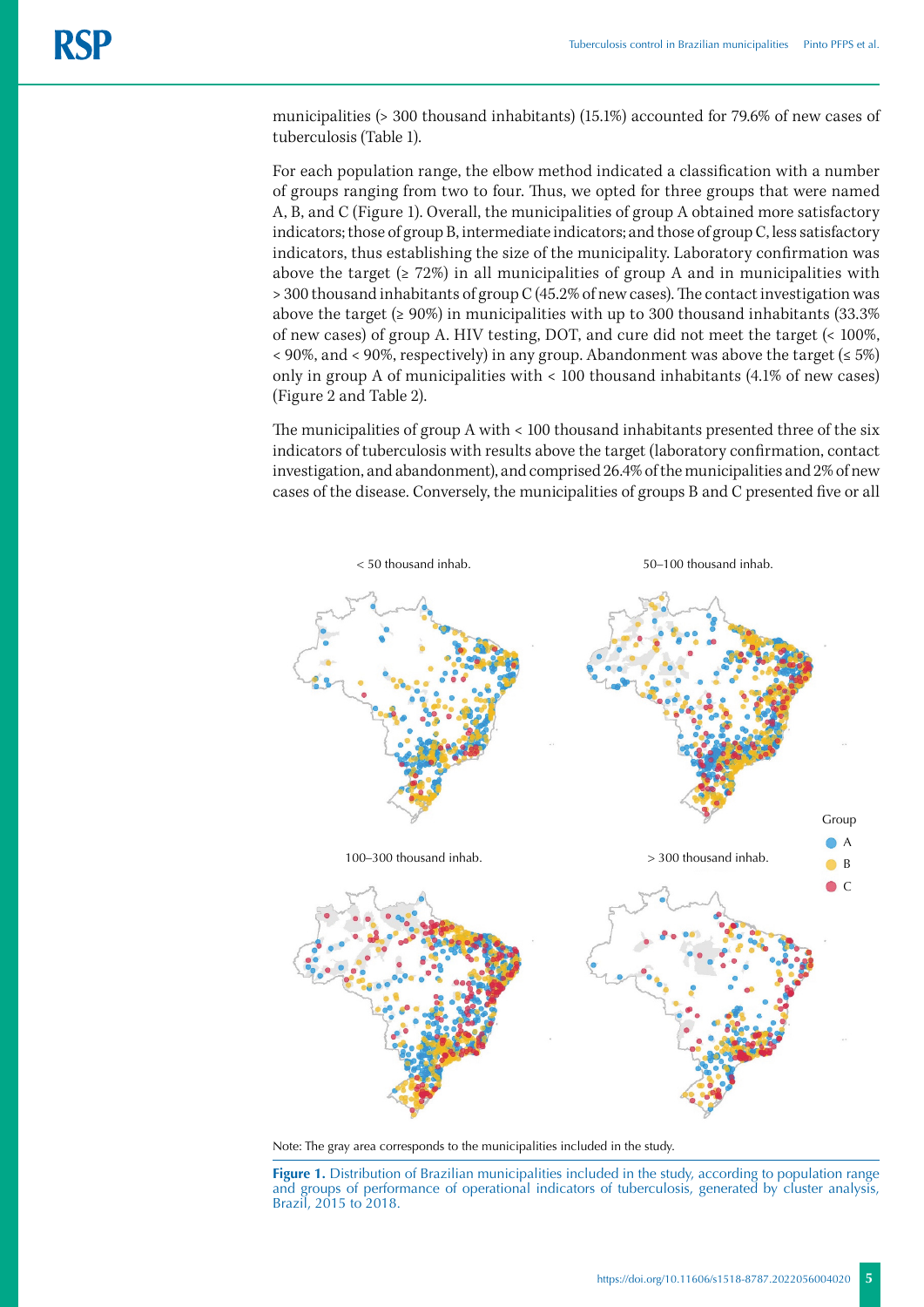municipalities (> 300 thousand inhabitants) (15.1%) accounted for 79.6% of new cases of tuberculosis (Table 1).

For each population range, the elbow method indicated a classification with a number of groups ranging from two to four. Thus, we opted for three groups that were named A, B, and C (Figure 1). Overall, the municipalities of group A obtained more satisfactory indicators; those of group B, intermediate indicators; and those of group C, less satisfactory indicators, thus establishing the size of the municipality. Laboratory confirmation was above the target (≥ 72%) in all municipalities of group A and in municipalities with > 300 thousand inhabitants of group C (45.2% of new cases). The contact investigation was above the target (≥ 90%) in municipalities with up to 300 thousand inhabitants (33.3% of new cases) of group A. HIV testing, DOT, and cure did not meet the target (< 100%, < 90%, and < 90%, respectively) in any group. Abandonment was above the target (≤ 5%) only in group A of municipalities with < 100 thousand inhabitants (4.1% of new cases) (Figure 2 and Table 2).

The municipalities of group A with < 100 thousand inhabitants presented three of the six indicators of tuberculosis with results above the target (laboratory confirmation, contact investigation, and abandonment), and comprised 26.4% of the municipalities and 2% of new cases of the disease. Conversely, the municipalities of groups B and C presented five or all

< 50 thousand inhab.

50–100 thousand inhab.

100–300 thousand inhab.

> 300 thousand inhab.

Group
- A
- B
- C

Note: The gray area corresponds to the municipalities included in the study.

**Figure 1.** Distribution of Brazilian municipalities included in the study, according to population range and groups of performance of operational indicators of tuberculosis, generated by cluster analysis, Brazil, 2015 to 2018.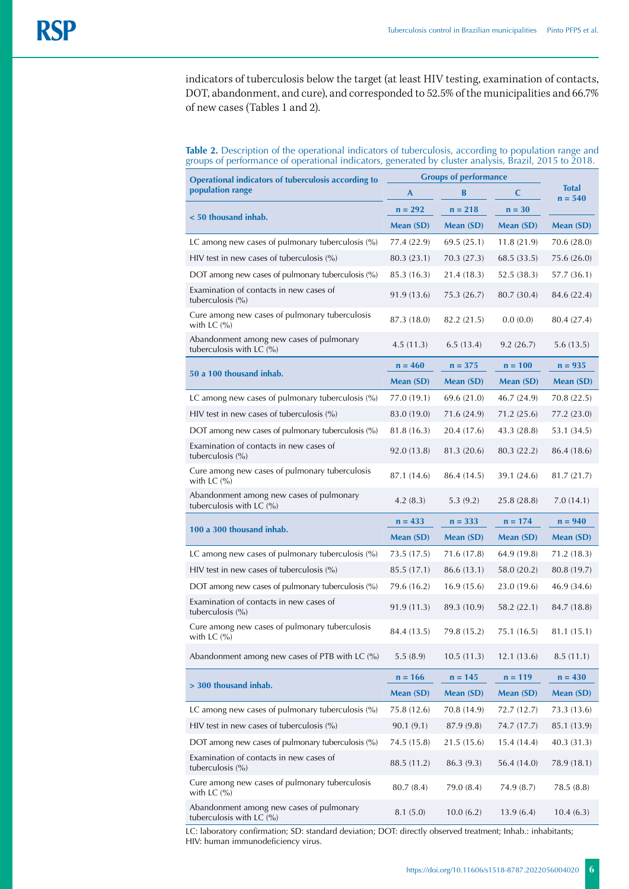indicators of tuberculosis below the target (at least HIV testing, examination of contacts, DOT, abandonment, and cure), and corresponded to 52.5% of the municipalities and 66.7% of new cases (Tables 1 and 2).

**Table 2.** Description of the operational indicators of tuberculosis, according to population range and groups of performance of operational indicators, generated by cluster analysis, Brazil, 2015 to 2018.

| Operational indicators of tuberculosis according to population range | Groups of performance | | | Total n = 540 |
|---|---|---|---|---|
| | A | B | C | |
| **< 50 thousand inhab.** | n = 292 | n = 218 | n = 30 | |
| | Mean (SD) | Mean (SD) | Mean (SD) | Mean (SD) |
| LC among new cases of pulmonary tuberculosis (%) | 77.4 (22.9) | 69.5 (25.1) | 11.8 (21.9) | 70.6 (28.0) |
| HIV test in new cases of tuberculosis (%) | 80.3 (23.1) | 70.3 (27.3) | 68.5 (33.5) | 75.6 (26.0) |
| DOT among new cases of pulmonary tuberculosis (%) | 85.3 (16.3) | 21.4 (18.3) | 52.5 (38.3) | 57.7 (36.1) |
| Examination of contacts in new cases of tuberculosis (%) | 91.9 (13.6) | 75.3 (26.7) | 80.7 (30.4) | 84.6 (22.4) |
| Cure among new cases of pulmonary tuberculosis with LC (%) | 87.3 (18.0) | 82.2 (21.5) | 0.0 (0.0) | 80.4 (27.4) |
| Abandonment among new cases of pulmonary tuberculosis with LC (%) | 4.5 (11.3) | 6.5 (13.4) | 9.2 (26.7) | 5.6 (13.5) |
| **50 a 100 thousand inhab.** | n = 460 | n = 375 | n = 100 | n = 935 |
| | Mean (SD) | Mean (SD) | Mean (SD) | Mean (SD) |
| LC among new cases of pulmonary tuberculosis (%) | 77.0 (19.1) | 69.6 (21.0) | 46.7 (24.9) | 70.8 (22.5) |
| HIV test in new cases of tuberculosis (%) | 83.0 (19.0) | 71.6 (24.9) | 71.2 (25.6) | 77.2 (23.0) |
| DOT among new cases of pulmonary tuberculosis (%) | 81.8 (16.3) | 20.4 (17.6) | 43.3 (28.8) | 53.1 (34.5) |
| Examination of contacts in new cases of tuberculosis (%) | 92.0 (13.8) | 81.3 (20.6) | 80.3 (22.2) | 86.4 (18.6) |
| Cure among new cases of pulmonary tuberculosis with LC (%) | 87.1 (14.6) | 86.4 (14.5) | 39.1 (24.6) | 81.7 (21.7) |
| Abandonment among new cases of pulmonary tuberculosis with LC (%) | 4.2 (8.3) | 5.3 (9.2) | 25.8 (28.8) | 7.0 (14.1) |
| **100 a 300 thousand inhab.** | n = 433 | n = 333 | n = 174 | n = 940 |
| | Mean (SD) | Mean (SD) | Mean (SD) | Mean (SD) |
| LC among new cases of pulmonary tuberculosis (%) | 73.5 (17.5) | 71.6 (17.8) | 64.9 (19.8) | 71.2 (18.3) |
| HIV test in new cases of tuberculosis (%) | 85.5 (17.1) | 86.6 (13.1) | 58.0 (20.2) | 80.8 (19.7) |
| DOT among new cases of pulmonary tuberculosis (%) | 79.6 (16.2) | 16.9 (15.6) | 23.0 (19.6) | 46.9 (34.6) |
| Examination of contacts in new cases of tuberculosis (%) | 91.9 (11.3) | 89.3 (10.9) | 58.2 (22.1) | 84.7 (18.8) |
| Cure among new cases of pulmonary tuberculosis with LC (%) | 84.4 (13.5) | 79.8 (15.2) | 75.1 (16.5) | 81.1 (15.1) |
| Abandonment among new cases of PTB with LC (%) | 5.5 (8.9) | 10.5 (11.3) | 12.1 (13.6) | 8.5 (11.1) |
| **> 300 thousand inhab.** | n = 166 | n = 145 | n = 119 | n = 430 |
| | Mean (SD) | Mean (SD) | Mean (SD) | Mean (SD) |
| LC among new cases of pulmonary tuberculosis (%) | 75.8 (12.6) | 70.8 (14.9) | 72.7 (12.7) | 73.3 (13.6) |
| HIV test in new cases of tuberculosis (%) | 90.1 (9.1) | 87.9 (9.8) | 74.7 (17.7) | 85.1 (13.9) |
| DOT among new cases of pulmonary tuberculosis (%) | 74.5 (15.8) | 21.5 (15.6) | 15.4 (14.4) | 40.3 (31.3) |
| Examination of contacts in new cases of tuberculosis (%) | 88.5 (11.2) | 86.3 (9.3) | 56.4 (14.0) | 78.9 (18.1) |
| Cure among new cases of pulmonary tuberculosis with LC (%) | 80.7 (8.4) | 79.0 (8.4) | 74.9 (8.7) | 78.5 (8.8) |
| Abandonment among new cases of pulmonary tuberculosis with LC (%) | 8.1 (5.0) | 10.0 (6.2) | 13.9 (6.4) | 10.4 (6.3) |

LC: laboratory confirmation; SD: standard deviation; DOT: directly observed treatment; Inhab.: inhabitants; HIV: human immunodeficiency virus.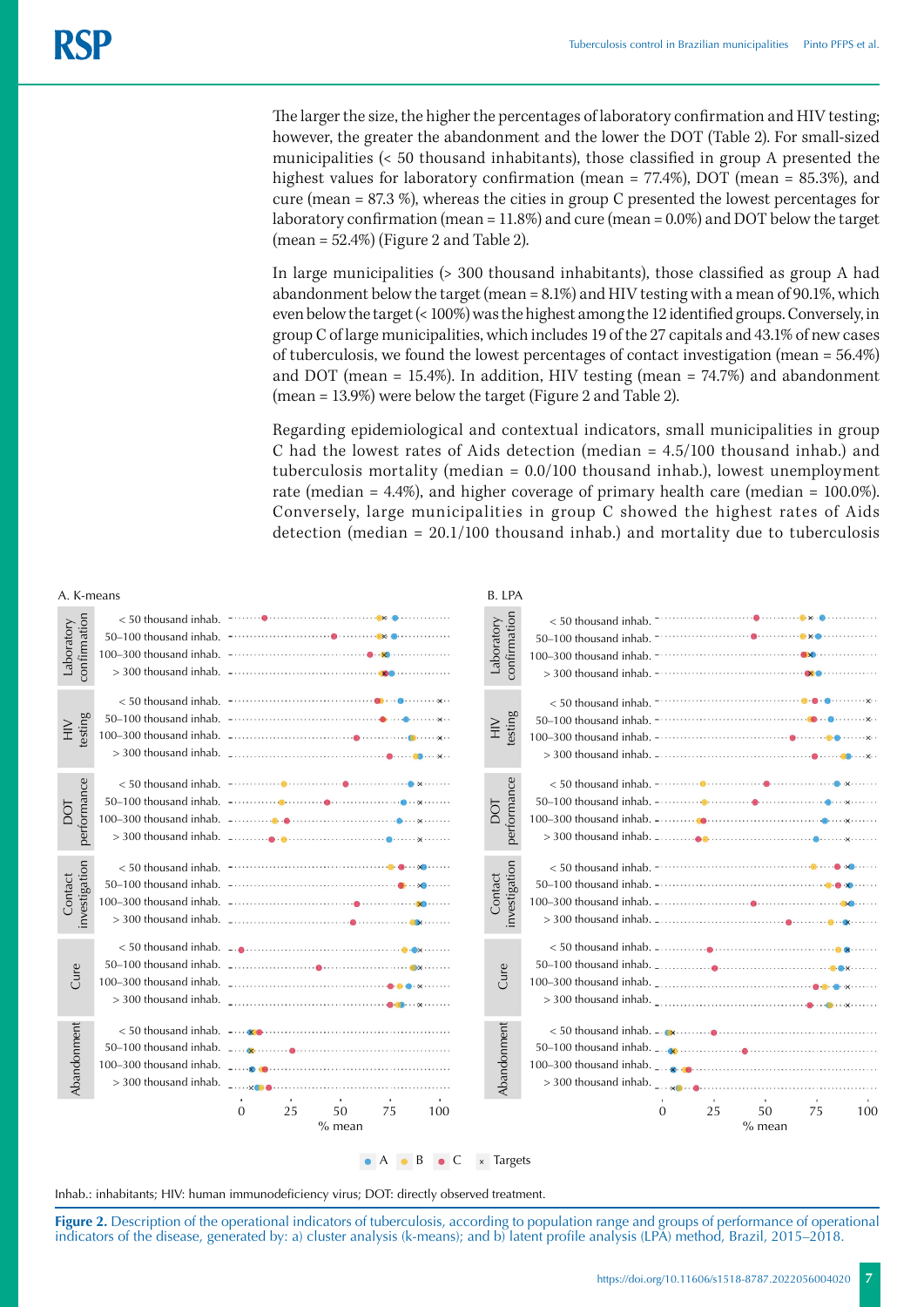The larger the size, the higher the percentages of laboratory confirmation and HIV testing; however, the greater the abandonment and the lower the DOT (Table 2). For small-sized municipalities (< 50 thousand inhabitants), those classified in group A presented the highest values for laboratory confirmation (mean = 77.4%), DOT (mean = 85.3%), and cure (mean = 87.3 %), whereas the cities in group C presented the lowest percentages for laboratory confirmation (mean = 11.8%) and cure (mean = 0.0%) and DOT below the target (mean = 52.4%) (Figure 2 and Table 2).

In large municipalities (> 300 thousand inhabitants), those classified as group A had abandonment below the target (mean = 8.1%) and HIV testing with a mean of 90.1%, which even below the target (< 100%) was the highest among the 12 identified groups. Conversely, in group C of large municipalities, which includes 19 of the 27 capitals and 43.1% of new cases of tuberculosis, we found the lowest percentages of contact investigation (mean = 56.4%) and DOT (mean = 15.4%). In addition, HIV testing (mean = 74.7%) and abandonment (mean = 13.9%) were below the target (Figure 2 and Table 2).

Regarding epidemiological and contextual indicators, small municipalities in group C had the lowest rates of Aids detection (median = 4.5/100 thousand inhab.) and tuberculosis mortality (median = 0.0/100 thousand inhab.), lowest unemployment rate (median = 4.4%), and higher coverage of primary health care (median = 100.0%). Conversely, large municipalities in group C showed the highest rates of Aids detection (median = 20.1/100 thousand inhab.) and mortality due to tuberculosis

Inhab.: inhabitants; HIV: human immunodeficiency virus; DOT: directly observed treatment.

**Figure 2.** Description of the operational indicators of tuberculosis, according to population range and groups of performance of operational indicators of the disease, generated by: a) cluster analysis (k-means); and b) latent profile analysis (LPA) method, Brazil, 2015–2018.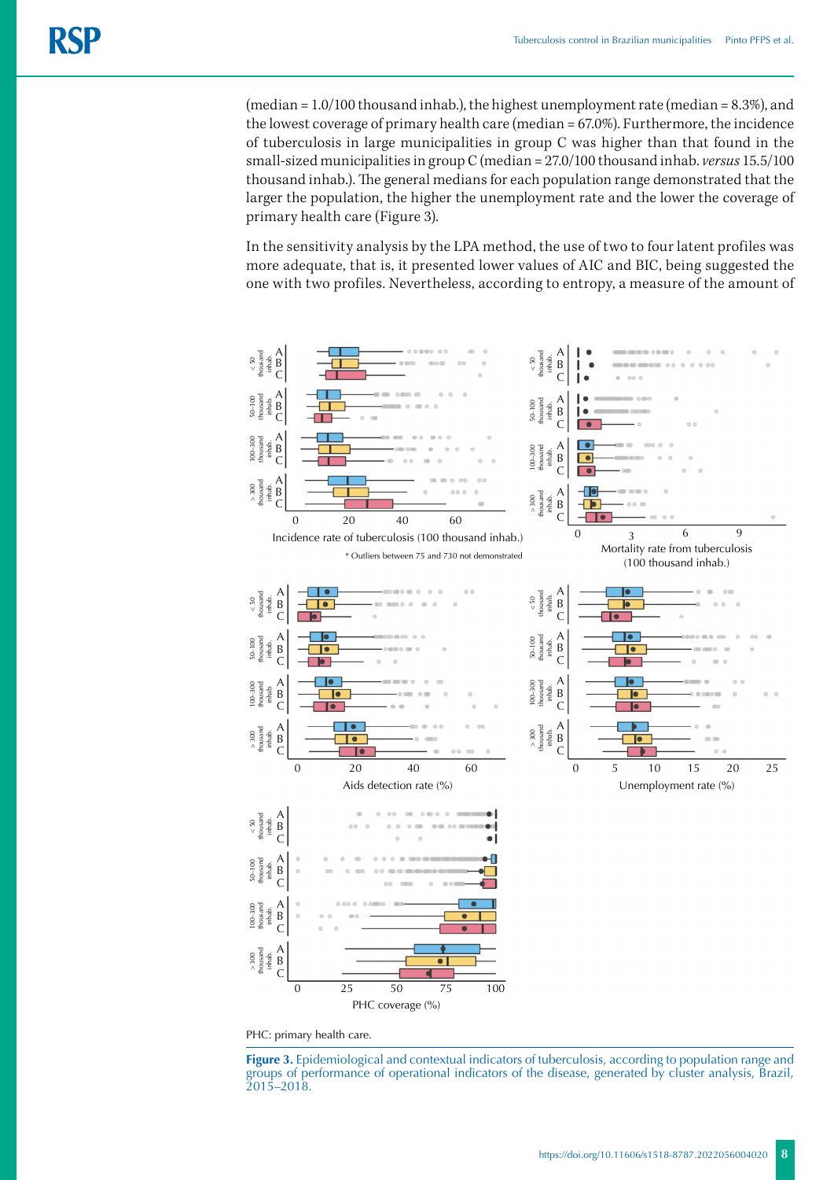(median = 1.0/100 thousand inhab.), the highest unemployment rate (median = 8.3%), and the lowest coverage of primary health care (median = 67.0%). Furthermore, the incidence of tuberculosis in large municipalities in group C was higher than that found in the small-sized municipalities in group C (median = 27.0/100 thousand inhab. *versus* 15.5/100 thousand inhab.). The general medians for each population range demonstrated that the larger the population, the higher the unemployment rate and the lower the coverage of primary health care (Figure 3).

In the sensitivity analysis by the LPA method, the use of two to four latent profiles was more adequate, that is, it presented lower values of AIC and BIC, being suggested the one with two profiles. Nevertheless, according to entropy, a measure of the amount of

PHC: primary health care.

**Figure 3.** Epidemiological and contextual indicators of tuberculosis, according to population range and groups of performance of operational indicators of the disease, generated by cluster analysis, Brazil, 2015–2018.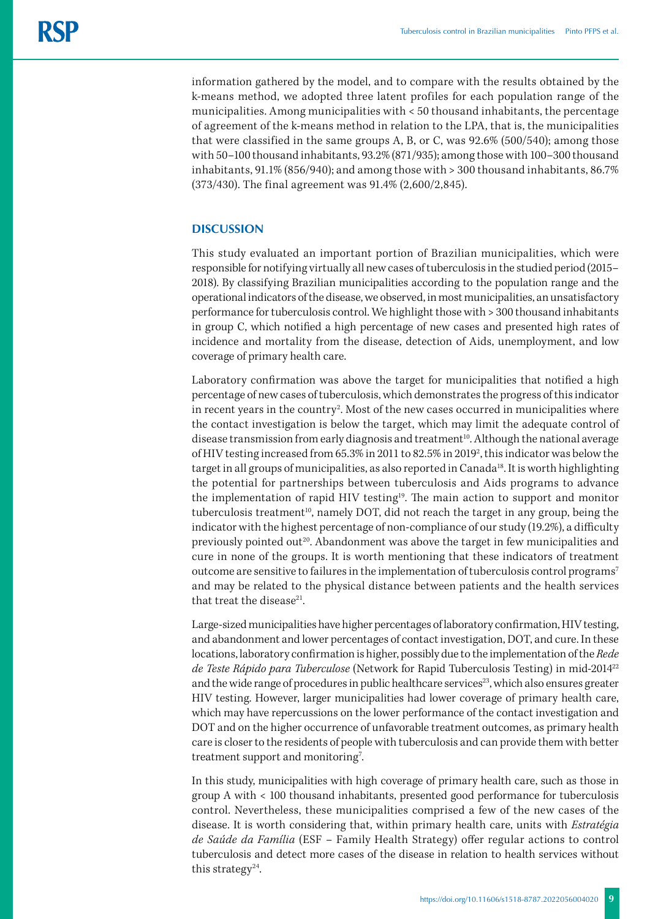information gathered by the model, and to compare with the results obtained by the k-means method, we adopted three latent profiles for each population range of the municipalities. Among municipalities with < 50 thousand inhabitants, the percentage of agreement of the k-means method in relation to the LPA, that is, the municipalities that were classified in the same groups A, B, or C, was 92.6% (500/540); among those with 50–100 thousand inhabitants, 93.2% (871/935); among those with 100–300 thousand inhabitants, 91.1% (856/940); and among those with > 300 thousand inhabitants, 86.7% (373/430). The final agreement was 91.4% (2,600/2,845).

## DISCUSSION

This study evaluated an important portion of Brazilian municipalities, which were responsible for notifying virtually all new cases of tuberculosis in the studied period (2015–2018). By classifying Brazilian municipalities according to the population range and the operational indicators of the disease, we observed, in most municipalities, an unsatisfactory performance for tuberculosis control. We highlight those with > 300 thousand inhabitants in group C, which notified a high percentage of new cases and presented high rates of incidence and mortality from the disease, detection of Aids, unemployment, and low coverage of primary health care.

Laboratory confirmation was above the target for municipalities that notified a high percentage of new cases of tuberculosis, which demonstrates the progress of this indicator in recent years in the country[2]. Most of the new cases occurred in municipalities where the contact investigation is below the target, which may limit the adequate control of disease transmission from early diagnosis and treatment[10]. Although the national average of HIV testing increased from 65.3% in 2011 to 82.5% in 2019[2], this indicator was below the target in all groups of municipalities, as also reported in Canada[18]. It is worth highlighting the potential for partnerships between tuberculosis and Aids programs to advance the implementation of rapid HIV testing[19]. The main action to support and monitor tuberculosis treatment[10], namely DOT, did not reach the target in any group, being the indicator with the highest percentage of non-compliance of our study (19.2%), a difficulty previously pointed out[20]. Abandonment was above the target in few municipalities and cure in none of the groups. It is worth mentioning that these indicators of treatment outcome are sensitive to failures in the implementation of tuberculosis control programs[7] and may be related to the physical distance between patients and the health services that treat the disease[21].

Large-sized municipalities have higher percentages of laboratory confirmation, HIV testing, and abandonment and lower percentages of contact investigation, DOT, and cure. In these locations, laboratory confirmation is higher, possibly due to the implementation of the *Rede de Teste Rápido para Tuberculose* (Network for Rapid Tuberculosis Testing) in mid-2014[22] and the wide range of procedures in public healthcare services[23], which also ensures greater HIV testing. However, larger municipalities had lower coverage of primary health care, which may have repercussions on the lower performance of the contact investigation and DOT and on the higher occurrence of unfavorable treatment outcomes, as primary health care is closer to the residents of people with tuberculosis and can provide them with better treatment support and monitoring[7].

In this study, municipalities with high coverage of primary health care, such as those in group A with < 100 thousand inhabitants, presented good performance for tuberculosis control. Nevertheless, these municipalities comprised a few of the new cases of the disease. It is worth considering that, within primary health care, units with *Estratégia de Saúde da Família* (ESF – Family Health Strategy) offer regular actions to control tuberculosis and detect more cases of the disease in relation to health services without this strategy[24].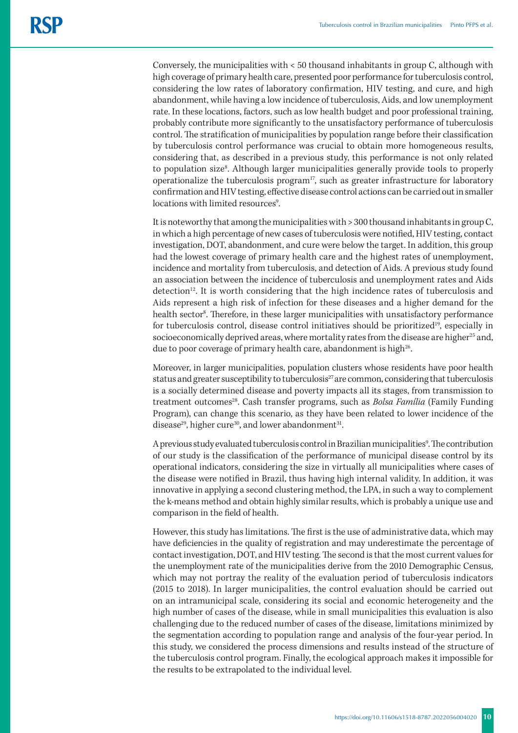Conversely, the municipalities with < 50 thousand inhabitants in group C, although with high coverage of primary health care, presented poor performance for tuberculosis control, considering the low rates of laboratory confirmation, HIV testing, and cure, and high abandonment, while having a low incidence of tuberculosis, Aids, and low unemployment rate. In these locations, factors, such as low health budget and poor professional training, probably contribute more significantly to the unsatisfactory performance of tuberculosis control. The stratification of municipalities by population range before their classification by tuberculosis control performance was crucial to obtain more homogeneous results, considering that, as described in a previous study, this performance is not only related to population size[8]. Although larger municipalities generally provide tools to properly operationalize the tuberculosis program[17], such as greater infrastructure for laboratory confirmation and HIV testing, effective disease control actions can be carried out in smaller locations with limited resources[9].

It is noteworthy that among the municipalities with > 300 thousand inhabitants in group C, in which a high percentage of new cases of tuberculosis were notified, HIV testing, contact investigation, DOT, abandonment, and cure were below the target. In addition, this group had the lowest coverage of primary health care and the highest rates of unemployment, incidence and mortality from tuberculosis, and detection of Aids. A previous study found an association between the incidence of tuberculosis and unemployment rates and Aids detection[12]. It is worth considering that the high incidence rates of tuberculosis and Aids represent a high risk of infection for these diseases and a higher demand for the health sector[8]. Therefore, in these larger municipalities with unsatisfactory performance for tuberculosis control, disease control initiatives should be prioritized[19], especially in socioeconomically deprived areas, where mortality rates from the disease are higher[25] and, due to poor coverage of primary health care, abandonment is high[26].

Moreover, in larger municipalities, population clusters whose residents have poor health status and greater susceptibility to tuberculosis[27] are common, considering that tuberculosis is a socially determined disease and poverty impacts all its stages, from transmission to treatment outcomes[28]. Cash transfer programs, such as *Bolsa Família* (Family Funding Program), can change this scenario, as they have been related to lower incidence of the disease[29], higher cure[30], and lower abandonment[31].

A previous study evaluated tuberculosis control in Brazilian municipalities[9]. The contribution of our study is the classification of the performance of municipal disease control by its operational indicators, considering the size in virtually all municipalities where cases of the disease were notified in Brazil, thus having high internal validity. In addition, it was innovative in applying a second clustering method, the LPA, in such a way to complement the k-means method and obtain highly similar results, which is probably a unique use and comparison in the field of health.

However, this study has limitations. The first is the use of administrative data, which may have deficiencies in the quality of registration and may underestimate the percentage of contact investigation, DOT, and HIV testing. The second is that the most current values for the unemployment rate of the municipalities derive from the 2010 Demographic Census, which may not portray the reality of the evaluation period of tuberculosis indicators (2015 to 2018). In larger municipalities, the control evaluation should be carried out on an intramunicipal scale, considering its social and economic heterogeneity and the high number of cases of the disease, while in small municipalities this evaluation is also challenging due to the reduced number of cases of the disease, limitations minimized by the segmentation according to population range and analysis of the four-year period. In this study, we considered the process dimensions and results instead of the structure of the tuberculosis control program. Finally, the ecological approach makes it impossible for the results to be extrapolated to the individual level.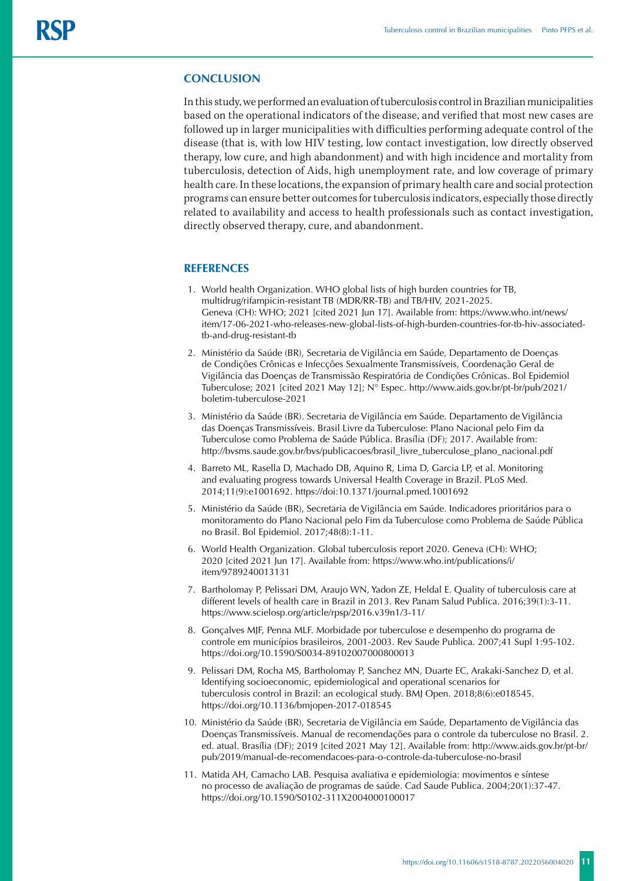## CONCLUSION

In this study, we performed an evaluation of tuberculosis control in Brazilian municipalities based on the operational indicators of the disease, and verified that most new cases are followed up in larger municipalities with difficulties performing adequate control of the disease (that is, with low HIV testing, low contact investigation, low directly observed therapy, low cure, and high abandonment) and with high incidence and mortality from tuberculosis, detection of Aids, high unemployment rate, and low coverage of primary health care. In these locations, the expansion of primary health care and social protection programs can ensure better outcomes for tuberculosis indicators, especially those directly related to availability and access to health professionals such as contact investigation, directly observed therapy, cure, and abandonment.

## REFERENCES

1. World health Organization. WHO global lists of high burden countries for TB, multidrug/rifampicin-resistant TB (MDR/RR-TB) and TB/HIV, 2021-2025. Geneva (CH): WHO; 2021 [cited 2021 Jun 17]. Available from: https://www.who.int/news/item/17-06-2021-who-releases-new-global-lists-of-high-burden-countries-for-tb-hiv-associated-tb-and-drug-resistant-tb
2. Ministério da Saúde (BR), Secretaria de Vigilância em Saúde, Departamento de Doenças de Condições Crônicas e Infecções Sexualmente Transmissíveis, Coordenação Geral de Vigilância das Doenças de Transmissão Respiratória de Condições Crônicas. Bol Epidemiol Tuberculose; 2021 [cited 2021 May 12]; N° Espec. http://www.aids.gov.br/pt-br/pub/2021/boletim-tuberculose-2021
3. Ministério da Saúde (BR). Secretaria de Vigilância em Saúde. Departamento de Vigilância das Doenças Transmissíveis. Brasil Livre da Tuberculose: Plano Nacional pelo Fim da Tuberculose como Problema de Saúde Pública. Brasília (DF); 2017. Available from: http://bvsms.saude.gov.br/bvs/publicacoes/brasil_livre_tuberculose_plano_nacional.pdf
4. Barreto ML, Rasella D, Machado DB, Aquino R, Lima D, Garcia LP, et al. Monitoring and evaluating progress towards Universal Health Coverage in Brazil. PLoS Med. 2014;11(9):e1001692. https://doi:10.1371/journal.pmed.1001692
5. Ministério da Saúde (BR), Secretaria de Vigilância em Saúde. Indicadores prioritários para o monitoramento do Plano Nacional pelo Fim da Tuberculose como Problema de Saúde Pública no Brasil. Bol Epidemiol. 2017;48(8):1-11.
6. World Health Organization. Global tuberculosis report 2020. Geneva (CH): WHO; 2020 [cited 2021 Jun 17]. Available from: https://www.who.int/publications/i/item/9789240013131
7. Bartholomay P, Pelissari DM, Araujo WN, Yadon ZE, Heldal E. Quality of tuberculosis care at different levels of health care in Brazil in 2013. Rev Panam Salud Publica. 2016;39(1):3-11. https://www.scielosp.org/article/rpsp/2016.v39n1/3-11/
8. Gonçalves MJF, Penna MLF. Morbidade por tuberculose e desempenho do programa de controle em municípios brasileiros, 2001-2003. Rev Saude Publica. 2007;41 Supl 1:95-102. https://doi.org/10.1590/S0034-89102007000800013
9. Pelissari DM, Rocha MS, Bartholomay P, Sanchez MN, Duarte EC, Arakaki-Sanchez D, et al. Identifying socioeconomic, epidemiological and operational scenarios for tuberculosis control in Brazil: an ecological study. BMJ Open. 2018;8(6):e018545. https://doi.org/10.1136/bmjopen-2017-018545
10. Ministério da Saúde (BR), Secretaria de Vigilância em Saúde, Departamento de Vigilância das Doenças Transmissíveis. Manual de recomendações para o controle da tuberculose no Brasil. 2. ed. atual. Brasília (DF); 2019 [cited 2021 May 12]. Available from: http://www.aids.gov.br/pt-br/pub/2019/manual-de-recomendacoes-para-o-controle-da-tuberculose-no-brasil
11. Matida AH, Camacho LAB. Pesquisa avaliativa e epidemiologia: movimentos e síntese no processo de avaliação de programas de saúde. Cad Saude Publica. 2004;20(1):37-47. https://doi.org/10.1590/S0102-311X2004000100017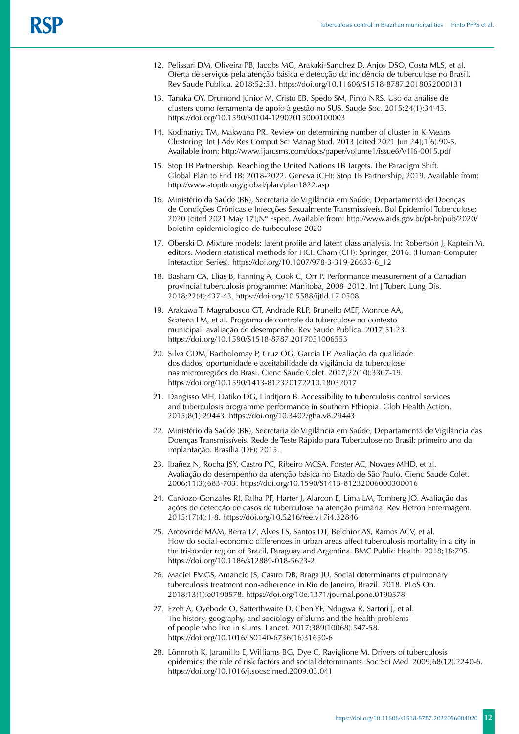12. Pelissari DM, Oliveira PB, Jacobs MG, Arakaki-Sanchez D, Anjos DSO, Costa MLS, et al. Oferta de serviços pela atenção básica e detecção da incidência de tuberculose no Brasil. Rev Saude Publica. 2018;52:53. https://doi.org/10.11606/S1518-8787.2018052000131

13. Tanaka OY, Drumond Júnior M, Cristo EB, Spedo SM, Pinto NRS. Uso da análise de clusters como ferramenta de apoio à gestão no SUS. Saude Soc. 2015;24(1):34-45. https://doi.org/10.1590/S0104-12902015000100003

14. Kodinariya TM, Makwana PR. Review on determining number of cluster in K-Means Clustering. Int J Adv Res Comput Sci Manag Stud. 2013 [cited 2021 Jun 24];1(6):90-5. Available from: http://www.ijarcsms.com/docs/paper/volume1/issue6/V1I6-0015.pdf

15. Stop TB Partnership. Reaching the United Nations TB Targets. The Paradigm Shift. Global Plan to End TB: 2018-2022. Geneva (CH): Stop TB Partnership; 2019. Available from: http://www.stoptb.org/global/plan/plan1822.asp

16. Ministério da Saúde (BR), Secretaria de Vigilância em Saúde, Departamento de Doenças de Condições Crônicas e Infecções Sexualmente Transmissíveis. Bol Epidemiol Tuberculose; 2020 [cited 2021 May 17];Nº Espec. Available from: http://www.aids.gov.br/pt-br/pub/2020/boletim-epidemiologico-de-turbeculose-2020

17. Oberski D. Mixture models: latent profile and latent class analysis. In: Robertson J, Kaptein M, editors. Modern statistical methods for HCI. Cham (CH): Springer; 2016. (Human-Computer Interaction Series). https://doi.org/10.1007/978-3-319-26633-6_12

18. Basham CA, Elias B, Fanning A, Cook C, Orr P. Performance measurement of a Canadian provincial tuberculosis programme: Manitoba, 2008–2012. Int J Tuberc Lung Dis. 2018;22(4):437-43. https://doi.org/10.5588/ijtld.17.0508

19. Arakawa T, Magnabosco GT, Andrade RLP, Brunello MEF, Monroe AA, Scatena LM, et al. Programa de controle da tuberculose no contexto municipal: avaliação de desempenho. Rev Saude Publica. 2017;51:23. https://doi.org/10.1590/S1518-8787.2017051006553

20. Silva GDM, Bartholomay P, Cruz OG, Garcia LP. Avaliação da qualidade dos dados, oportunidade e aceitabilidade da vigilância da tuberculose nas microrregiões do Brasi. Cienc Saude Colet. 2017;22(10):3307-19. https://doi.org/10.1590/1413-812320172210.18032017

21. Dangisso MH, Datiko DG, Lindtjørn B. Accessibility to tuberculosis control services and tuberculosis programme performance in southern Ethiopia. Glob Health Action. 2015;8(1):29443. https://doi.org/10.3402/gha.v8.29443

22. Ministério da Saúde (BR), Secretaria de Vigilância em Saúde, Departamento de Vigilância das Doenças Transmissíveis. Rede de Teste Rápido para Tuberculose no Brasil: primeiro ano da implantação. Brasília (DF); 2015.

23. Ibañez N, Rocha JSY, Castro PC, Ribeiro MCSA, Forster AC, Novaes MHD, et al. Avaliação do desempenho da atenção básica no Estado de São Paulo. Cienc Saude Colet. 2006;11(3);683-703. https://doi.org/10.1590/S1413-81232006000300016

24. Cardozo-Gonzales RI, Palha PF, Harter J, Alarcon E, Lima LM, Tomberg JO. Avaliação das ações de detecção de casos de tuberculose na atenção primária. Rev Eletron Enfermagem. 2015;17(4):1-8. https://doi.org/10.5216/ree.v17i4.32846

25. Arcoverde MAM, Berra TZ, Alves LS, Santos DT, Belchior AS, Ramos ACV, et al. How do social-economic differences in urban areas affect tuberculosis mortality in a city in the tri-border region of Brazil, Paraguay and Argentina. BMC Public Health. 2018;18:795. https://doi.org/10.1186/s12889-018-5623-2

26. Maciel EMGS, Amancio JS, Castro DB, Braga JU. Social determinants of pulmonary tuberculosis treatment non-adherence in Rio de Janeiro, Brazil. 2018. PLoS On. 2018;13(1):e0190578. https://doi.org/10e.1371/journal.pone.0190578

27. Ezeh A, Oyebode O, Satterthwaite D, Chen YF, Ndugwa R, Sartori J, et al. The history, geography, and sociology of slums and the health problems of people who live in slums. Lancet. 2017;389(10068):547-58. https://doi.org/10.1016/ S0140-6736(16)31650-6

28. Lönnroth K, Jaramillo E, Williams BG, Dye C, Raviglione M. Drivers of tuberculosis epidemics: the role of risk factors and social determinants. Soc Sci Med. 2009;68(12):2240-6. https://doi.org/10.1016/j.socscimed.2009.03.041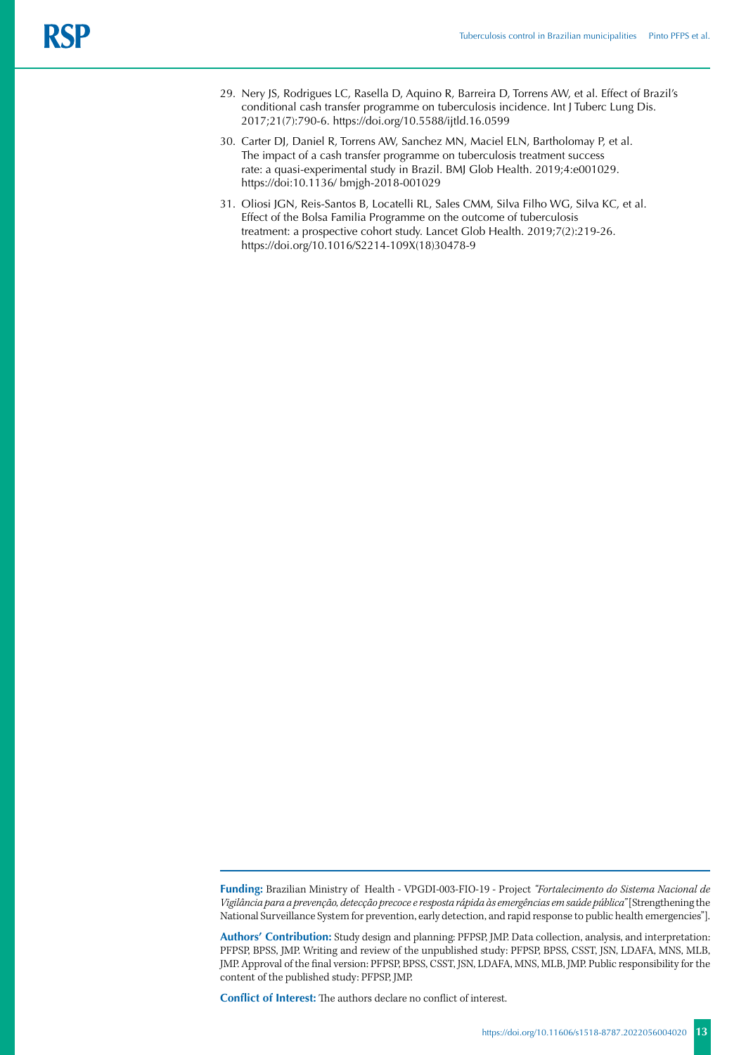29. Nery JS, Rodrigues LC, Rasella D, Aquino R, Barreira D, Torrens AW, et al. Effect of Brazil's conditional cash transfer programme on tuberculosis incidence. Int J Tuberc Lung Dis. 2017;21(7):790-6. https://doi.org/10.5588/ijtld.16.0599

30. Carter DJ, Daniel R, Torrens AW, Sanchez MN, Maciel ELN, Bartholomay P, et al. The impact of a cash transfer programme on tuberculosis treatment success rate: a quasi-experimental study in Brazil. BMJ Glob Health. 2019;4:e001029. https://doi:10.1136/ bmjgh-2018-001029

31. Oliosi JGN, Reis-Santos B, Locatelli RL, Sales CMM, Silva Filho WG, Silva KC, et al. Effect of the Bolsa Familia Programme on the outcome of tuberculosis treatment: a prospective cohort study. Lancet Glob Health. 2019;7(2):219-26. https://doi.org/10.1016/S2214-109X(18)30478-9

**Funding:** Brazilian Ministry of Health - VPGDI-003-FIO-19 - Project *"Fortalecimento do Sistema Nacional de Vigilância para a prevenção, detecção precoce e resposta rápida às emergências em saúde pública"* [Strengthening the National Surveillance System for prevention, early detection, and rapid response to public health emergencies"].

**Authors' Contribution:** Study design and planning: PFPSP, JMP. Data collection, analysis, and interpretation: PFPSP, BPSS, JMP. Writing and review of the unpublished study: PFPSP, BPSS, CSST, JSN, LDAFA, MNS, MLB, JMP. Approval of the final version: PFPSP, BPSS, CSST, JSN, LDAFA, MNS, MLB, JMP. Public responsibility for the content of the published study: PFPSP, JMP.

**Conflict of Interest:** The authors declare no conflict of interest.